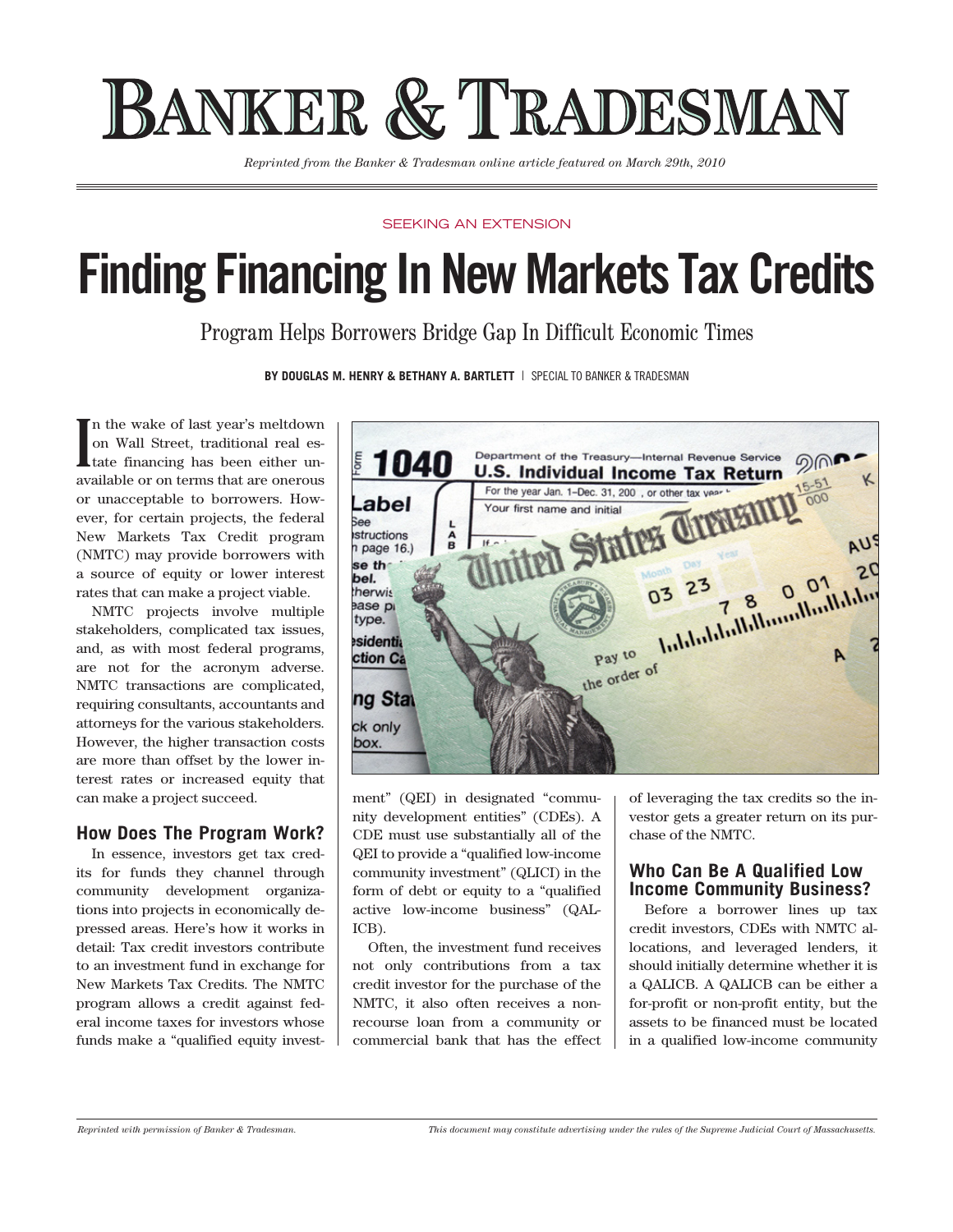# BANKER & TRADESMAN

*Reprinted from the Banker & Tradesman online article featured on March 29th, 2010*

SEEKING AN EXTENSION

# Finding Financing In New Markets Tax Credits

## Program Helps Borrowers Bridge Gap In Difficult Economic Times

**BY DOUGLAS M. HENRY & BETHANY A. BARTLETT** | SPECIAL TO BANKER & TRADESMAN

In the wake of last year's meltdown on Wall Street, traditional real estate financing has been either unavailable or on terms that are onerous or unacceptable to borrowers. However, for certain projects, the federal New Markets Tax Credit program (NMTC) may provide borrowers with a source of equity or lower interest rates that can make a project viable.

NMTC projects involve multiple stakeholders, complicated tax issues, and, as with most federal programs, are not for the acronym adverse. NMTC transactions are complicated, requiring consultants, accountants and attorneys for the various stakeholders. However, the higher transaction costs are more than offset by the lower interest rates or increased equity that can make a project succeed.

### How Does The Program Work?

In essence, investors get tax credits for funds they channel through community development organizations into projects in economically depressed areas. Here's how it works in detail: Tax credit investors contribute to an investment fund in exchange for New Markets Tax Credits. The NMTC program allows a credit against federal income taxes for investors whose funds make a "qualified equity investment" (QEI) in designated "community development entities" (CDEs). A CDE must use substantially all of the QEI to provide a "qualified low-income community investment" (QLICI) in the form of debt or equity to a "qualified active low-income business" (QALICB).

Often, the investment fund receives not only contributions from a tax credit investor for the purchase of the NMTC, it also often receives a nonrecourse loan from a community or commercial bank that has the effect of leveraging the tax credits so the investor gets a greater return on its purchase of the NMTC.

### Who Can Be A Qualified Low Income Community Business?

Before a borrower lines up tax credit investors, CDEs with NMTC allocations, and leveraged lenders, it should initially determine whether it is a QALICB. A QALICB can be either a for-profit or non-profit entity, but the assets to be financed must be located in a qualified low-income community

*Reprinted with permission of Banker & Tradesman.*

*This document may constitute advertising under the rules of the Supreme Judicial Court of Massachusetts.*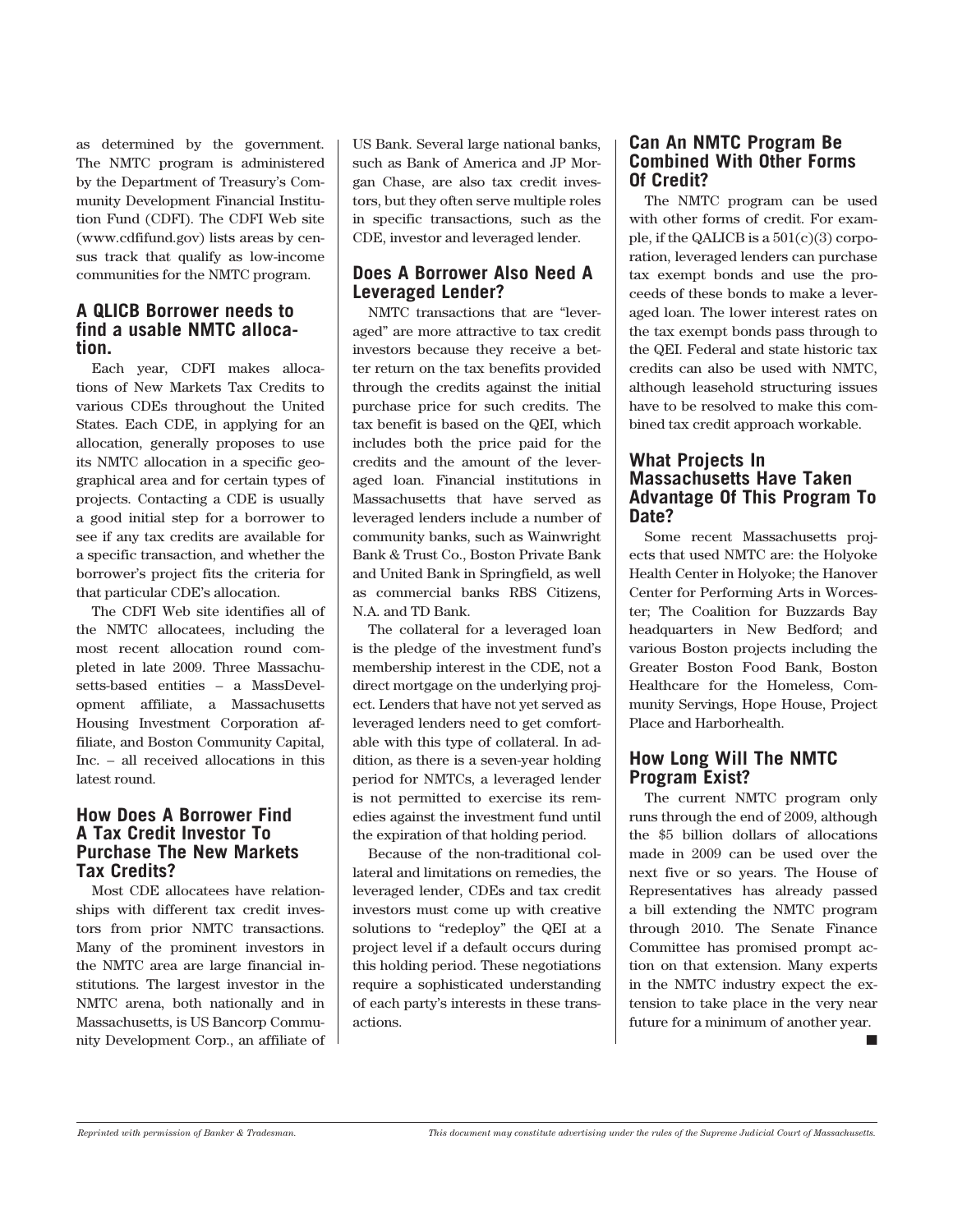as determined by the government. The NMTC program is administered by the Department of Treasury's Community Development Financial Institution Fund (CDFI). The CDFI Web site (www.cdfifund.gov) lists areas by census track that qualify as low-income communities for the NMTC program.

### A QLICB Borrower needs to find a usable NMTC allocation.

Each year, CDFI makes allocations of New Markets Tax Credits to various CDEs throughout the United States. Each CDE, in applying for an allocation, generally proposes to use its NMTC allocation in a specific geographical area and for certain types of projects. Contacting a CDE is usually a good initial step for a borrower to see if any tax credits are available for a specific transaction, and whether the borrower's project fits the criteria for that particular CDE's allocation.

The CDFI Web site identifies all of the NMTC allocatees, including the most recent allocation round completed in late 2009. Three Massachusetts-based entities – a MassDevelopment affiliate, a Massachusetts Housing Investment Corporation affiliate, and Boston Community Capital, Inc. – all received allocations in this latest round.

### How Does A Borrower Find A Tax Credit Investor To Purchase The New Markets Tax Credits?

Most CDE allocatees have relationships with different tax credit investors from prior NMTC transactions. Many of the prominent investors in the NMTC area are large financial institutions. The largest investor in the NMTC arena, both nationally and in Massachusetts, is US Bancorp Community Development Corp., an affiliate of US Bank. Several large national banks, such as Bank of America and JP Morgan Chase, are also tax credit investors, but they often serve multiple roles in specific transactions, such as the CDE, investor and leveraged lender.

### Does A Borrower Also Need A Leveraged Lender?

NMTC transactions that are "leveraged" are more attractive to tax credit investors because they receive a better return on the tax benefits provided through the credits against the initial purchase price for such credits. The tax benefit is based on the QEI, which includes both the price paid for the credits and the amount of the leveraged loan. Financial institutions in Massachusetts that have served as leveraged lenders include a number of community banks, such as Wainwright Bank & Trust Co., Boston Private Bank and United Bank in Springfield, as well as commercial banks RBS Citizens, N.A. and TD Bank.

The collateral for a leveraged loan is the pledge of the investment fund's membership interest in the CDE, not a direct mortgage on the underlying project. Lenders that have not yet served as leveraged lenders need to get comfortable with this type of collateral. In addition, as there is a seven-year holding period for NMTCs, a leveraged lender is not permitted to exercise its remedies against the investment fund until the expiration of that holding period.

Because of the non-traditional collateral and limitations on remedies, the leveraged lender, CDEs and tax credit investors must come up with creative solutions to "redeploy" the QEI at a project level if a default occurs during this holding period. These negotiations require a sophisticated understanding of each party's interests in these transactions.

### Can An NMTC Program Be Combined With Other Forms Of Credit?

The NMTC program can be used with other forms of credit. For example, if the QALICB is a 501(c)(3) corporation, leveraged lenders can purchase tax exempt bonds and use the proceeds of these bonds to make a leveraged loan. The lower interest rates on the tax exempt bonds pass through to the QEI. Federal and state historic tax credits can also be used with NMTC, although leasehold structuring issues have to be resolved to make this combined tax credit approach workable.

### What Projects In Massachusetts Have Taken Advantage Of This Program To Date?

Some recent Massachusetts projects that used NMTC are: the Holyoke Health Center in Holyoke; the Hanover Center for Performing Arts in Worcester; The Coalition for Buzzards Bay headquarters in New Bedford; and various Boston projects including the Greater Boston Food Bank, Boston Healthcare for the Homeless, Community Servings, Hope House, Project Place and Harborhealth.

### How Long Will The NMTC Program Exist?

The current NMTC program only runs through the end of 2009, although the $5 billion dollars of allocations made in 2009 can be used over the next five or so years. The House of Representatives has already passed a bill extending the NMTC program through 2010. The Senate Finance Committee has promised prompt action on that extension. Many experts in the NMTC industry expect the extension to take place in the very near future for a minimum of another year.

■

*Reprinted with permission of Banker & Tradesman.*

*This document may constitute advertising under the rules of the Supreme Judicial Court of Massachusetts.*